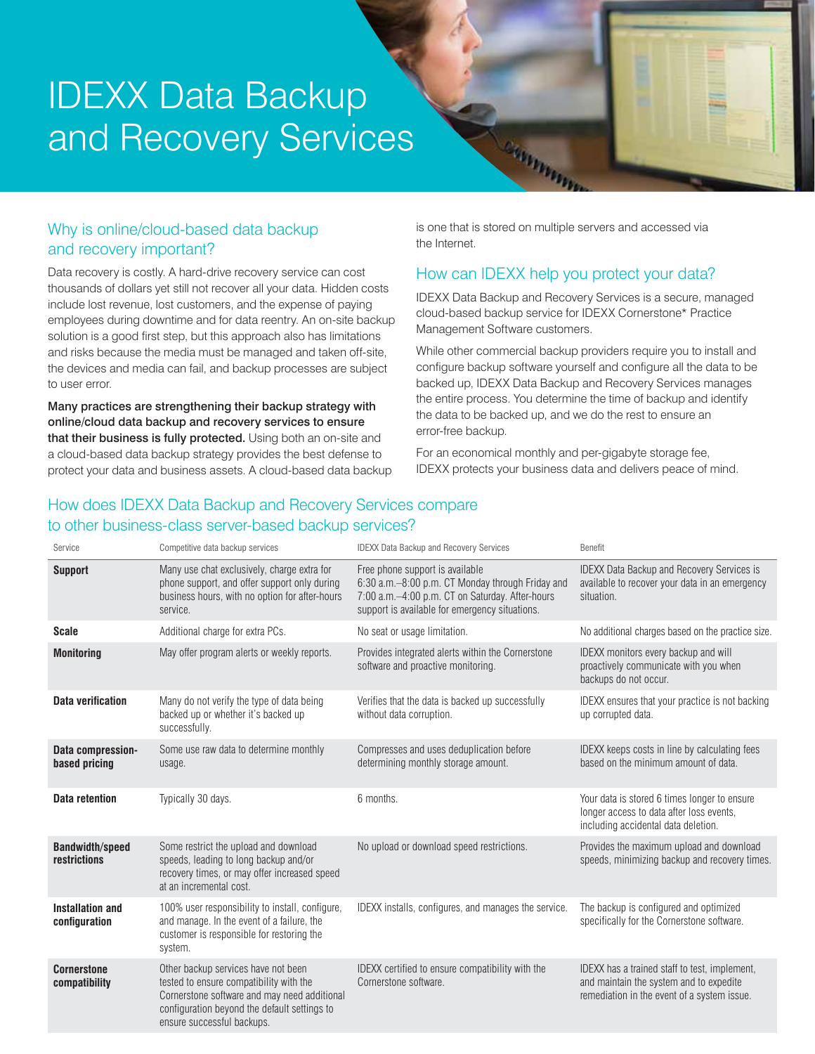# IDEXX Data Backup and Recovery Services

## Why is online/cloud-based data backup and recovery important?

Data recovery is costly. A hard-drive recovery service can cost thousands of dollars yet still not recover all your data. Hidden costs include lost revenue, lost customers, and the expense of paying employees during downtime and for data reentry. An on-site backup solution is a good first step, but this approach also has limitations and risks because the media must be managed and taken off-site, the devices and media can fail, and backup processes are subject to user error.

**Many practices are strengthening their backup strategy with online/cloud data backup and recovery services to ensure that their business is fully protected.** Using both an on-site and a cloud-based data backup strategy provides the best defense to protect your data and business assets. A cloud-based data backup is one that is stored on multiple servers and accessed via the Internet.

## How can IDEXX help you protect your data?

IDEXX Data Backup and Recovery Services is a secure, managed cloud-based backup service for IDEXX Cornerstone* Practice Management Software customers.

While other commercial backup providers require you to install and configure backup software yourself and configure all the data to be backed up, IDEXX Data Backup and Recovery Services manages the entire process. You determine the time of backup and identify the data to be backed up, and we do the rest to ensure an error-free backup.

For an economical monthly and per-gigabyte storage fee, IDEXX protects your business data and delivers peace of mind.

## How does IDEXX Data Backup and Recovery Services compare to other business-class server-based backup services?

| Service | Competitive data backup services | IDEXX Data Backup and Recovery Services | Benefit |
|---|---|---|---|
| **Support** | Many use chat exclusively, charge extra for phone support, and offer support only during business hours, with no option for after-hours service. | Free phone support is available 6:30 a.m.–8:00 p.m. CT Monday through Friday and 7:00 a.m.–4:00 p.m. CT on Saturday. After-hours support is available for emergency situations. | IDEXX Data Backup and Recovery Services is available to recover your data in an emergency situation. |
| **Scale** | Additional charge for extra PCs. | No seat or usage limitation. | No additional charges based on the practice size. |
| **Monitoring** | May offer program alerts or weekly reports. | Provides integrated alerts within the Cornerstone software and proactive monitoring. | IDEXX monitors every backup and will proactively communicate with you when backups do not occur. |
| **Data verification** | Many do not verify the type of data being backed up or whether it's backed up successfully. | Verifies that the data is backed up successfully without data corruption. | IDEXX ensures that your practice is not backing up corrupted data. |
| **Data compression-based pricing** | Some use raw data to determine monthly usage. | Compresses and uses deduplication before determining monthly storage amount. | IDEXX keeps costs in line by calculating fees based on the minimum amount of data. |
| **Data retention** | Typically 30 days. | 6 months. | Your data is stored 6 times longer to ensure longer access to data after loss events, including accidental data deletion. |
| **Bandwidth/speed restrictions** | Some restrict the upload and download speeds, leading to long backup and/or recovery times, or may offer increased speed at an incremental cost. | No upload or download speed restrictions. | Provides the maximum upload and download speeds, minimizing backup and recovery times. |
| **Installation and configuration** | 100% user responsibility to install, configure, and manage. In the event of a failure, the customer is responsible for restoring the system. | IDEXX installs, configures, and manages the service. | The backup is configured and optimized specifically for the Cornerstone software. |
| **Cornerstone compatibility** | Other backup services have not been tested to ensure compatibility with the Cornerstone software and may need additional configuration beyond the default settings to ensure successful backups. | IDEXX certified to ensure compatibility with the Cornerstone software. | IDEXX has a trained staff to test, implement, and maintain the system and to expedite remediation in the event of a system issue. |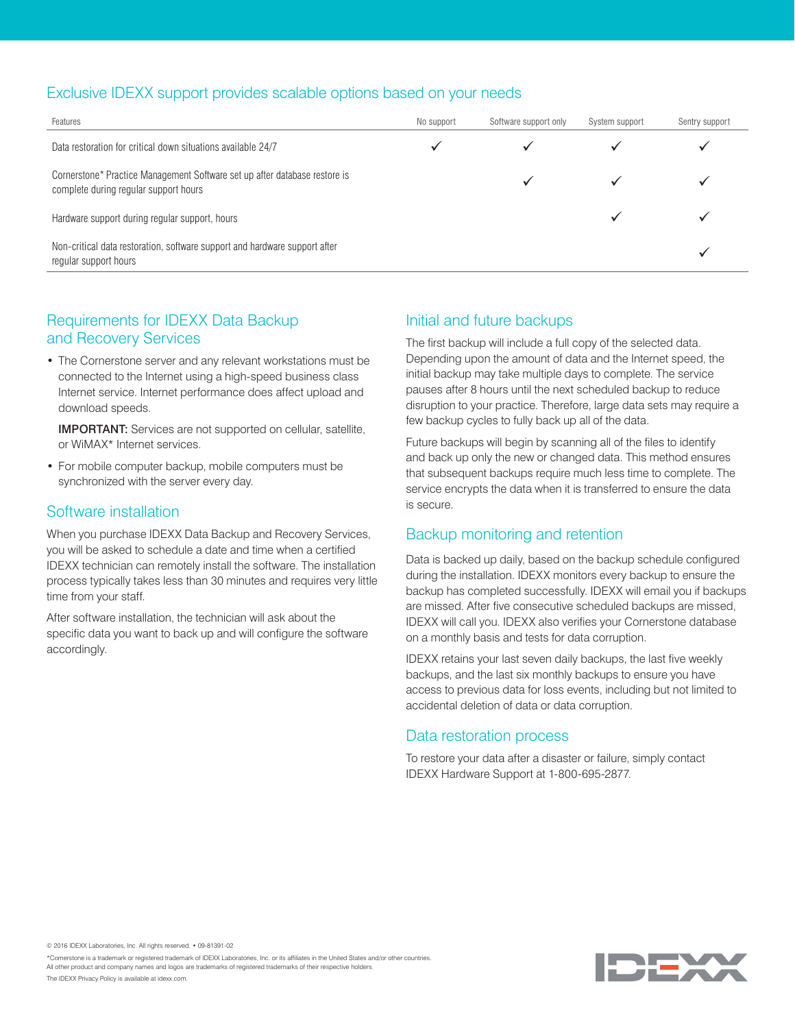## Exclusive IDEXX support provides scalable options based on your needs

| Features | No support | Software support only | System support | Sentry support |
|---|---|---|---|---|
| Data restoration for critical down situations available 24/7 | ✓ | ✓ | ✓ | ✓ |
| Cornerstone* Practice Management Software set up after database restore is complete during regular support hours | | ✓ | ✓ | ✓ |
| Hardware support during regular support, hours | | | ✓ | ✓ |
| Non-critical data restoration, software support and hardware support after regular support hours | | | | ✓ |

## Requirements for IDEXX Data Backup and Recovery Services

- The Cornerstone server and any relevant workstations must be connected to the Internet using a high-speed business class Internet service. Internet performance does affect upload and download speeds.

  **IMPORTANT:** Services are not supported on cellular, satellite, or WiMAX* Internet services.

- For mobile computer backup, mobile computers must be synchronized with the server every day.

## Software installation

When you purchase IDEXX Data Backup and Recovery Services, you will be asked to schedule a date and time when a certified IDEXX technician can remotely install the software. The installation process typically takes less than 30 minutes and requires very little time from your staff.

After software installation, the technician will ask about the specific data you want to back up and will configure the software accordingly.

## Initial and future backups

The first backup will include a full copy of the selected data. Depending upon the amount of data and the Internet speed, the initial backup may take multiple days to complete. The service pauses after 8 hours until the next scheduled backup to reduce disruption to your practice. Therefore, large data sets may require a few backup cycles to fully back up all of the data.

Future backups will begin by scanning all of the files to identify and back up only the new or changed data. This method ensures that subsequent backups require much less time to complete. The service encrypts the data when it is transferred to ensure the data is secure.

## Backup monitoring and retention

Data is backed up daily, based on the backup schedule configured during the installation. IDEXX monitors every backup to ensure the backup has completed successfully. IDEXX will email you if backups are missed. After five consecutive scheduled backups are missed, IDEXX will call you. IDEXX also verifies your Cornerstone database on a monthly basis and tests for data corruption.

IDEXX retains your last seven daily backups, the last five weekly backups, and the last six monthly backups to ensure you have access to previous data for loss events, including but not limited to accidental deletion of data or data corruption.

## Data restoration process

To restore your data after a disaster or failure, simply contact IDEXX Hardware Support at 1-800-695-2877.

© 2016 IDEXX Laboratories, Inc. All rights reserved. • 09-81391-02

*Cornerstone is a trademark or registered trademark of IDEXX Laboratories, Inc. or its affiliates in the United States and/or other countries. All other product and company names and logos are trademarks of registered trademarks of their respective holders.

The IDEXX Privacy Policy is available at idexx.com.